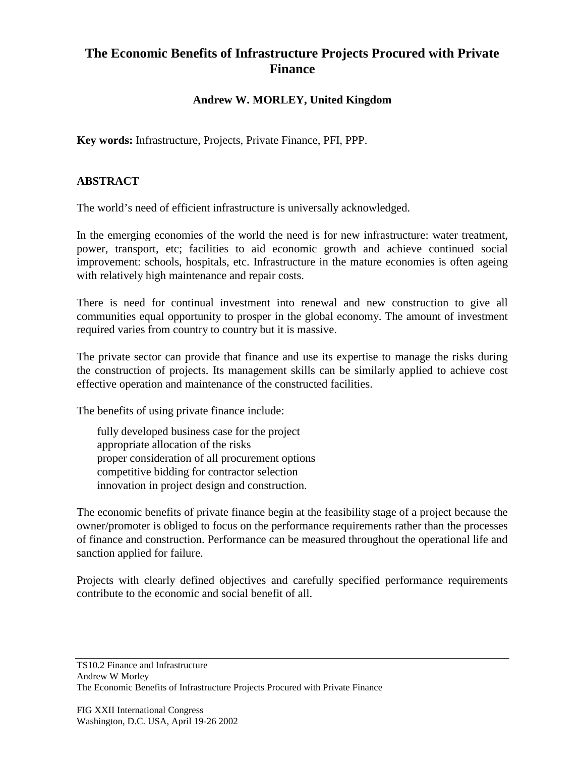# The Economic Benefits of Infrastructure Projects Procured with Private Finance

**Andrew W. MORLEY, United Kingdom**

**Key words:** Infrastructure, Projects, Private Finance, PFI, PPP.

## ABSTRACT

The world's need of efficient infrastructure is universally acknowledged.

In the emerging economies of the world the need is for new infrastructure: water treatment, power, transport, etc; facilities to aid economic growth and achieve continued social improvement: schools, hospitals, etc. Infrastructure in the mature economies is often ageing with relatively high maintenance and repair costs.

There is need for continual investment into renewal and new construction to give all communities equal opportunity to prosper in the global economy. The amount of investment required varies from country to country but it is massive.

The private sector can provide that finance and use its expertise to manage the risks during the construction of projects. Its management skills can be similarly applied to achieve cost effective operation and maintenance of the constructed facilities.

The benefits of using private finance include:

- fully developed business case for the project
- appropriate allocation of the risks
- proper consideration of all procurement options
- competitive bidding for contractor selection
- innovation in project design and construction.

The economic benefits of private finance begin at the feasibility stage of a project because the owner/promoter is obliged to focus on the performance requirements rather than the processes of finance and construction. Performance can be measured throughout the operational life and sanction applied for failure.

Projects with clearly defined objectives and carefully specified performance requirements contribute to the economic and social benefit of all.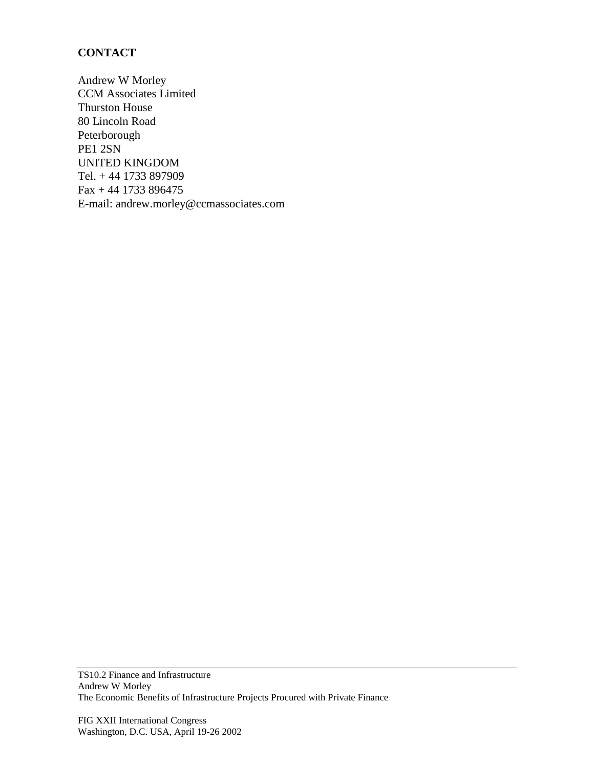**CONTACT**

Andrew W Morley
CCM Associates Limited
Thurston House
80 Lincoln Road
Peterborough
PE1 2SN
UNITED KINGDOM
Tel. + 44 1733 897909
Fax + 44 1733 896475
E-mail: andrew.morley@ccmassociates.com